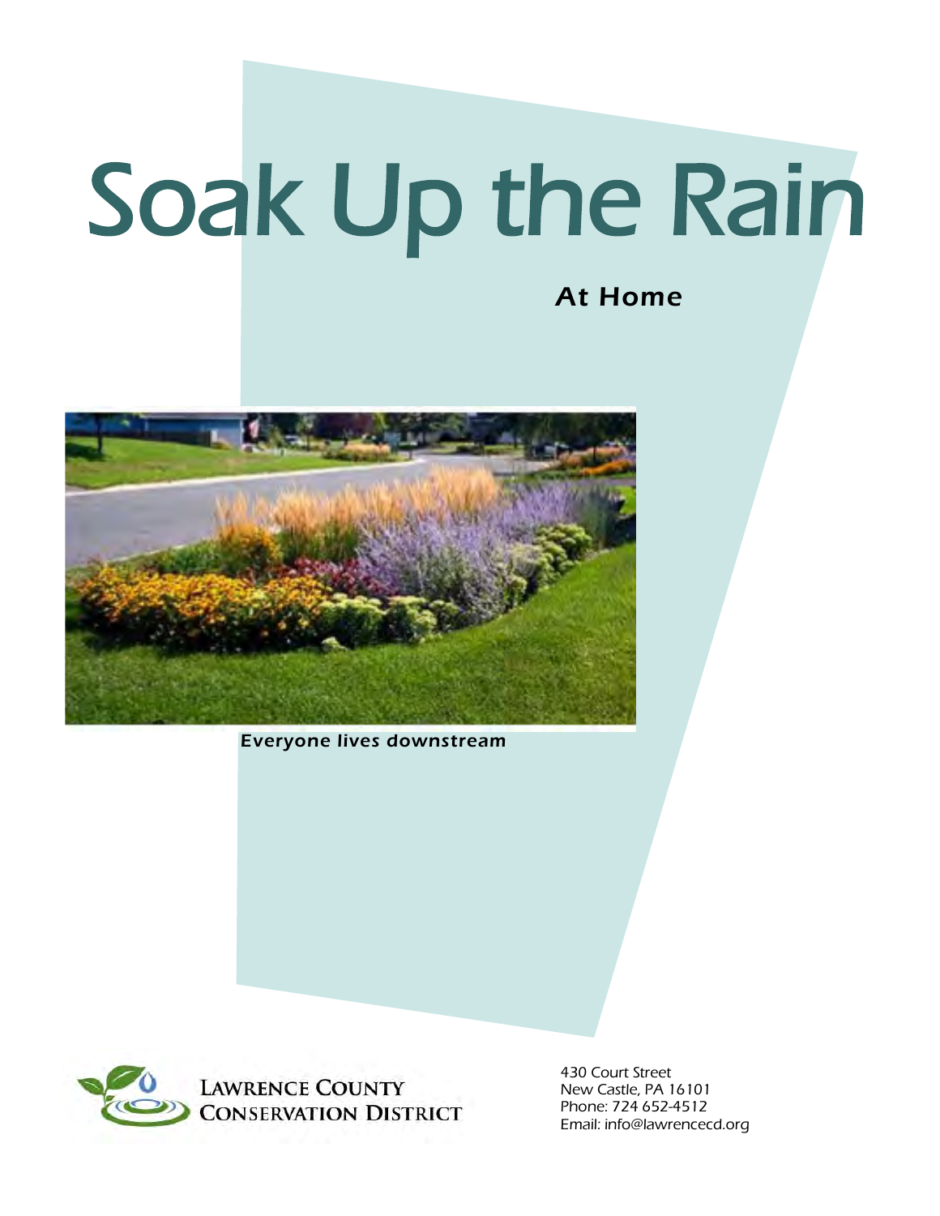# Soak Up the Rain

## At Home

*Everyone lives downstream*

**Lawrence County Conservation District**

430 Court Street
New Castle, PA 16101
Phone: 724 652-4512
Email: info@lawrencecd.org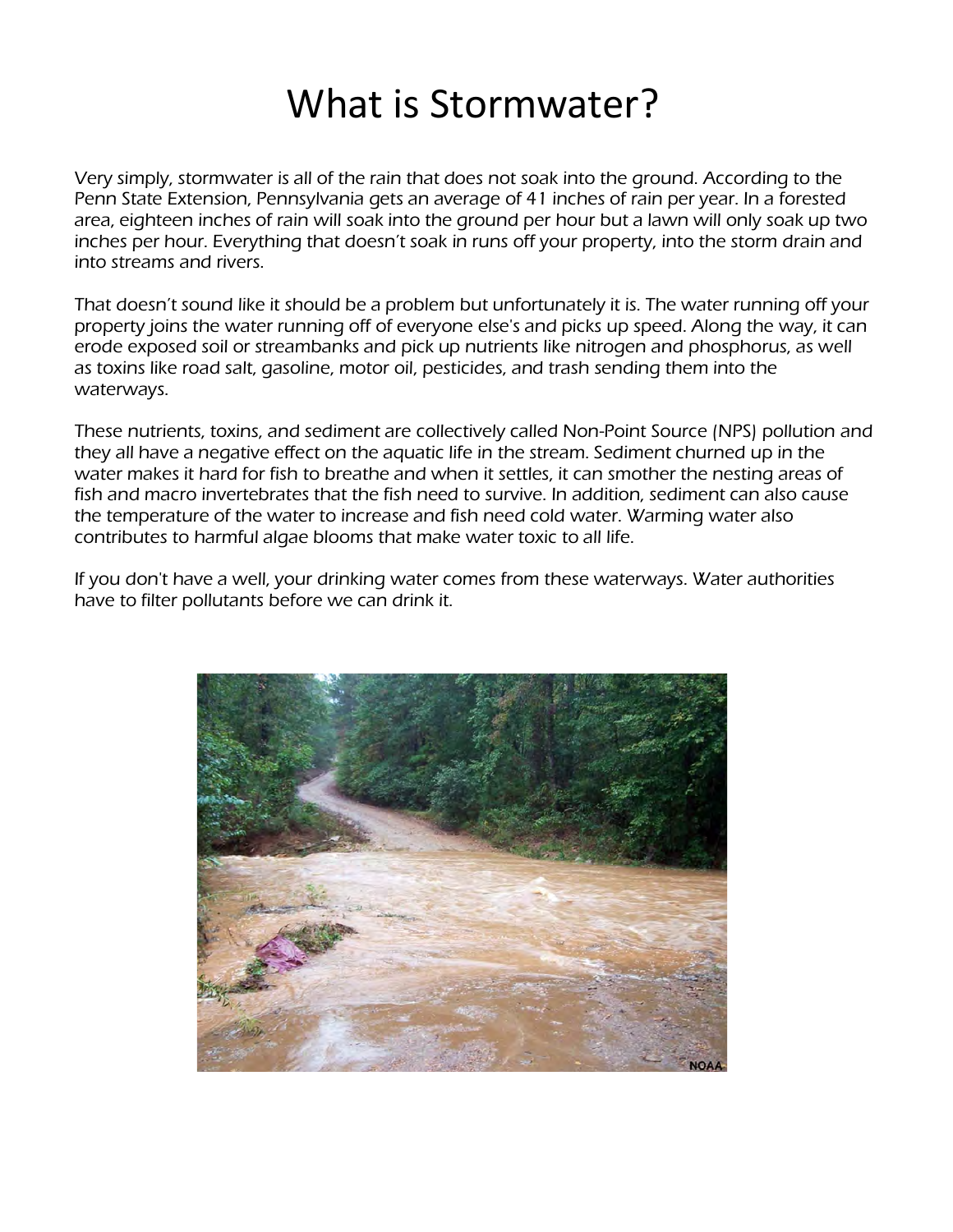# What is Stormwater?

*Very simply, stormwater is all of the rain that does not soak into the ground. According to the Penn State Extension, Pennsylvania gets an average of 41 inches of rain per year. In a forested area, eighteen inches of rain will soak into the ground per hour but a lawn will only soak up two inches per hour. Everything that doesn't soak in runs off your property, into the storm drain and into streams and rivers.*

*That doesn't sound like it should be a problem but unfortunately it is. The water running off your property joins the water running off of everyone else's and picks up speed. Along the way, it can erode exposed soil or streambanks and pick up nutrients like nitrogen and phosphorus, as well as toxins like road salt, gasoline, motor oil, pesticides, and trash sending them into the waterways.*

*These nutrients, toxins, and sediment are collectively called Non-Point Source (NPS) pollution and they all have a negative effect on the aquatic life in the stream. Sediment churned up in the water makes it hard for fish to breathe and when it settles, it can smother the nesting areas of fish and macro invertebrates that the fish need to survive. In addition, sediment can also cause the temperature of the water to increase and fish need cold water. Warming water also contributes to harmful algae blooms that make water toxic to all life.*

*If you don't have a well, your drinking water comes from these waterways. Water authorities have to filter pollutants before we can drink it.*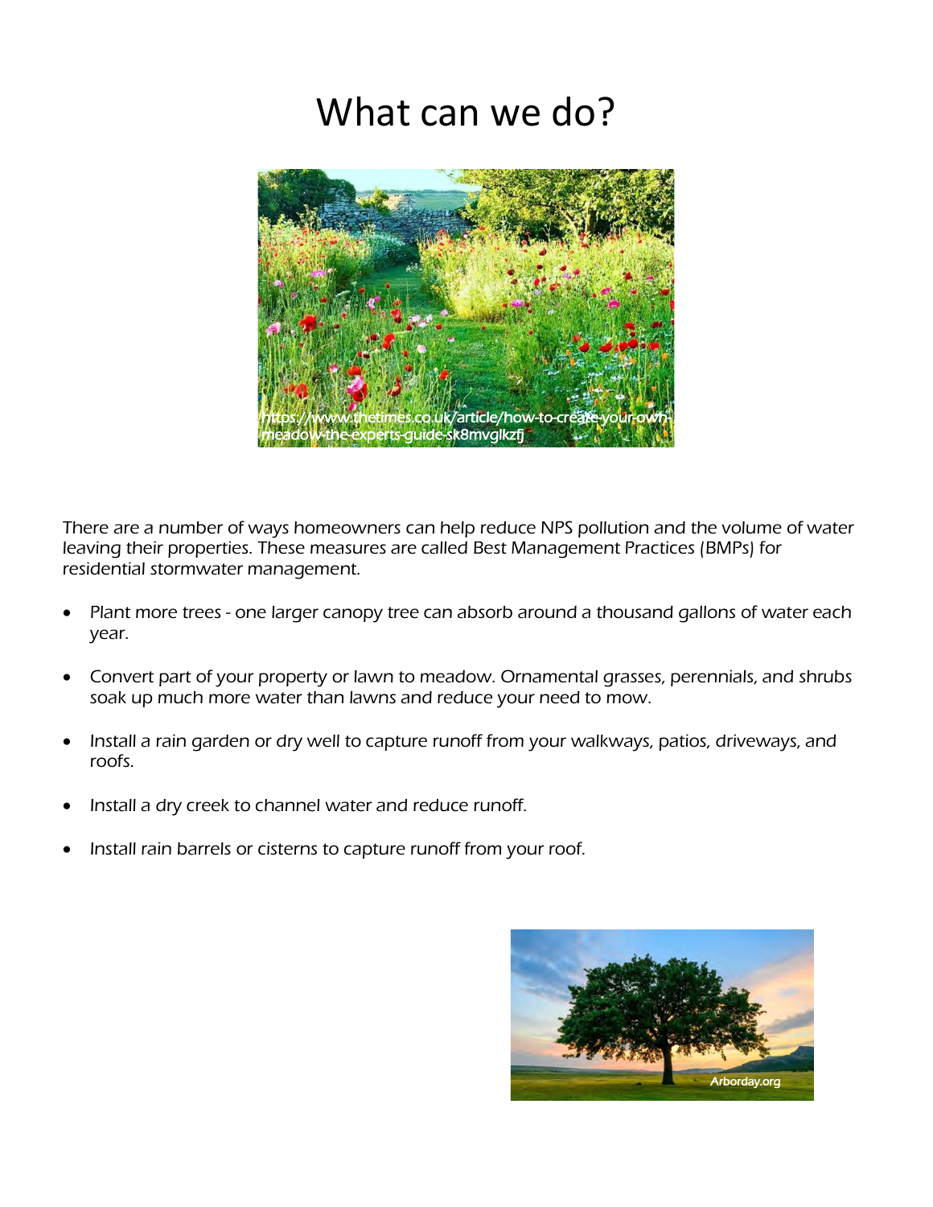# What can we do?

There are a number of ways homeowners can help reduce NPS pollution and the volume of water leaving their properties. These measures are called Best Management Practices (BMPs) for residential stormwater management.

- Plant more trees - one larger canopy tree can absorb around a thousand gallons of water each year.
- Convert part of your property or lawn to meadow. Ornamental grasses, perennials, and shrubs soak up much more water than lawns and reduce your need to mow.
- Install a rain garden or dry well to capture runoff from your walkways, patios, driveways, and roofs.
- Install a dry creek to channel water and reduce runoff.
- Install rain barrels or cisterns to capture runoff from your roof.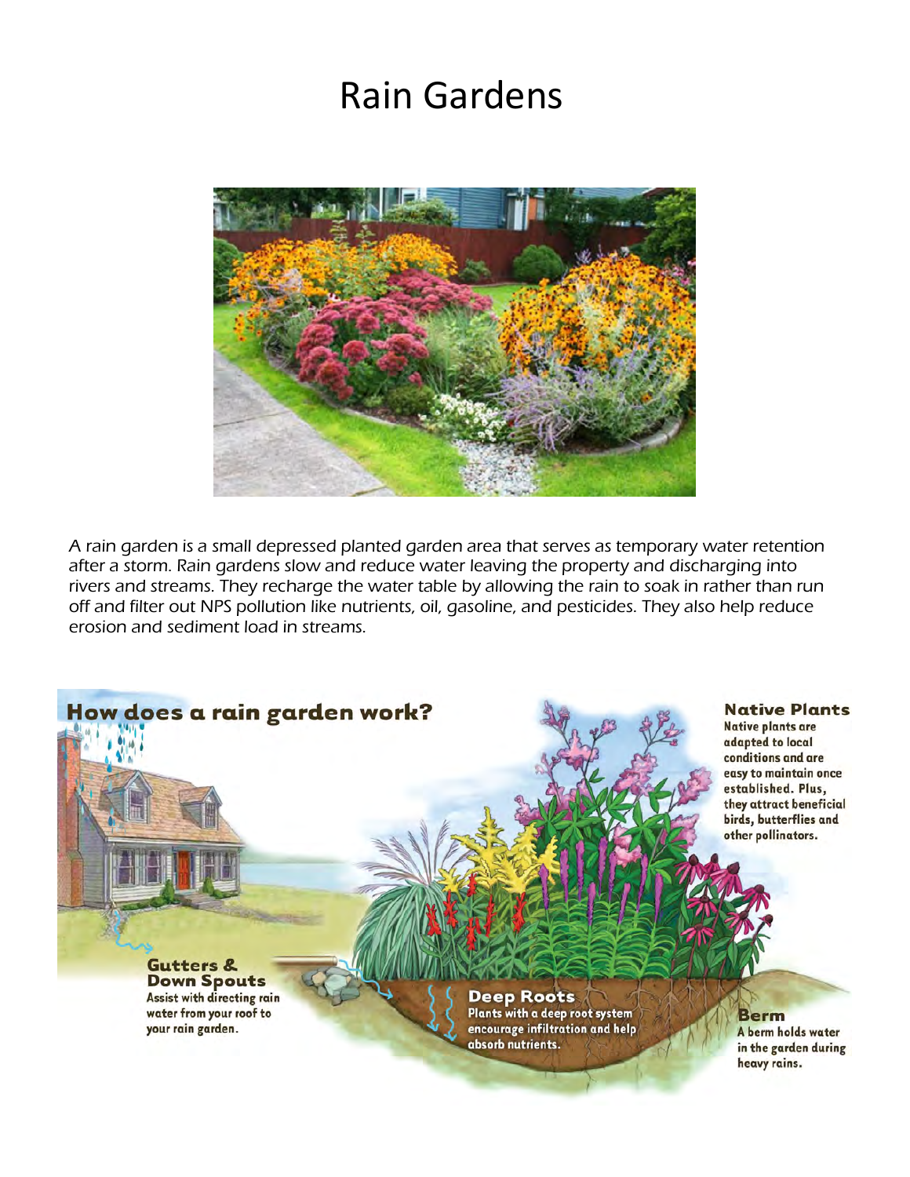# Rain Gardens

*A rain garden is a small depressed planted garden area that serves as temporary water retention after a storm. Rain gardens slow and reduce water leaving the property and discharging into rivers and streams. They recharge the water table by allowing the rain to soak in rather than run off and filter out NPS pollution like nutrients, oil, gasoline, and pesticides. They also help reduce erosion and sediment load in streams.*

## How does a rain garden work?

**Native Plants**
Native plants are adapted to local conditions and are easy to maintain once established. Plus, they attract beneficial birds, butterflies and other pollinators.

**Gutters & Down Spouts**
Assist with directing rain water from your roof to your rain garden.

**Deep Roots**
Plants with a deep root system encourage infiltration and help absorb nutrients.

**Berm**
A berm holds water in the garden during heavy rains.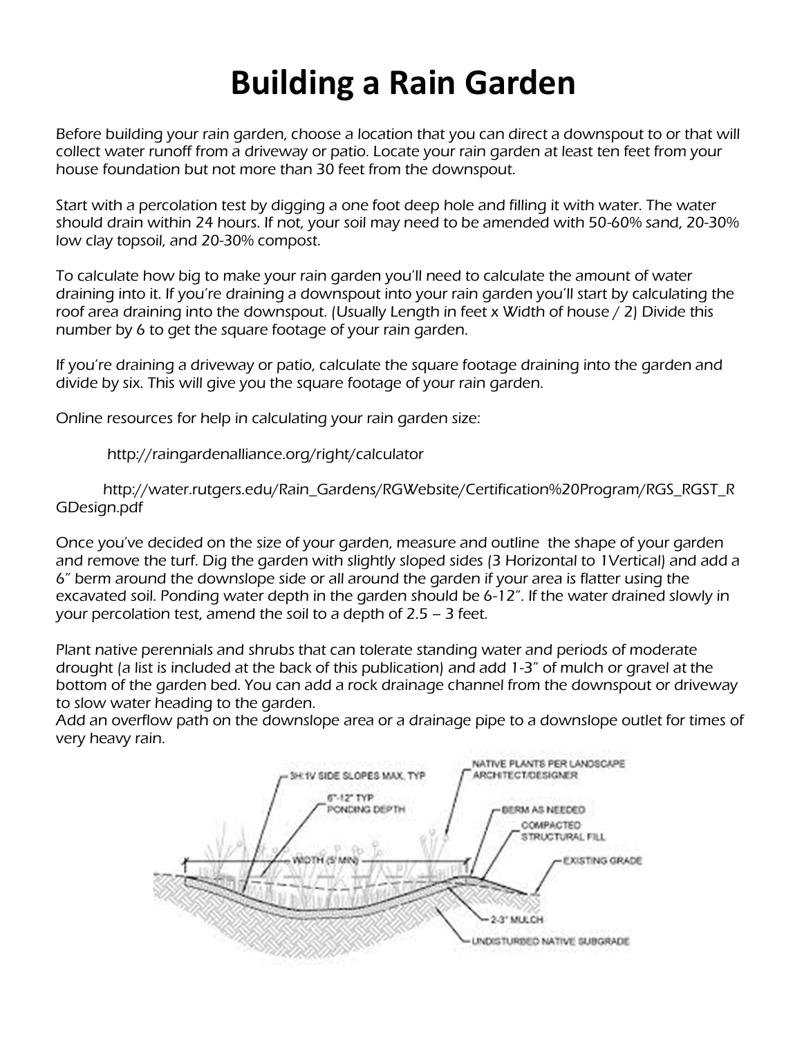# Building a Rain Garden

*Before building your rain garden, choose a location that you can direct a downspout to or that will collect water runoff from a driveway or patio. Locate your rain garden at least ten feet from your house foundation but not more than 30 feet from the downspout.*

*Start with a percolation test by digging a one foot deep hole and filling it with water. The water should drain within 24 hours. If not, your soil may need to be amended with 50-60% sand, 20-30% low clay topsoil, and 20-30% compost.*

*To calculate how big to make your rain garden you'll need to calculate the amount of water draining into it. If you're draining a downspout into your rain garden you'll start by calculating the roof area draining into the downspout. (Usually Length in feet x Width of house / 2) Divide this number by 6 to get the square footage of your rain garden.*

*If you're draining a driveway or patio, calculate the square footage draining into the garden and divide by six. This will give you the square footage of your rain garden.*

*Online resources for help in calculating your rain garden size:*

http://raingardenalliance.org/right/calculator

http://water.rutgers.edu/Rain_Gardens/RGWebsite/Certification%20Program/RGS_RGST_RGDesign.pdf

*Once you've decided on the size of your garden, measure and outline the shape of your garden and remove the turf. Dig the garden with slightly sloped sides (3 Horizontal to 1Vertical) and add a 6" berm around the downslope side or all around the garden if your area is flatter using the excavated soil. Ponding water depth in the garden should be 6-12". If the water drained slowly in your percolation test, amend the soil to a depth of 2.5 – 3 feet.*

*Plant native perennials and shrubs that can tolerate standing water and periods of moderate drought (a list is included at the back of this publication) and add 1-3" of mulch or gravel at the bottom of the garden bed. You can add a rock drainage channel from the downspout or driveway to slow water heading to the garden.*
*Add an overflow path on the downslope area or a drainage pipe to a downslope outlet for times of very heavy rain.*

3H:1V SIDE SLOPES MAX, TYP

6"-12" TYP PONDING DEPTH

NATIVE PLANTS PER LANDSCAPE ARCHITECT/DESIGNER

BERM AS NEEDED

COMPACTED STRUCTURAL FILL

WIDTH (5' MIN)

EXISTING GRADE

2-3" MULCH

UNDISTURBED NATIVE SUBGRADE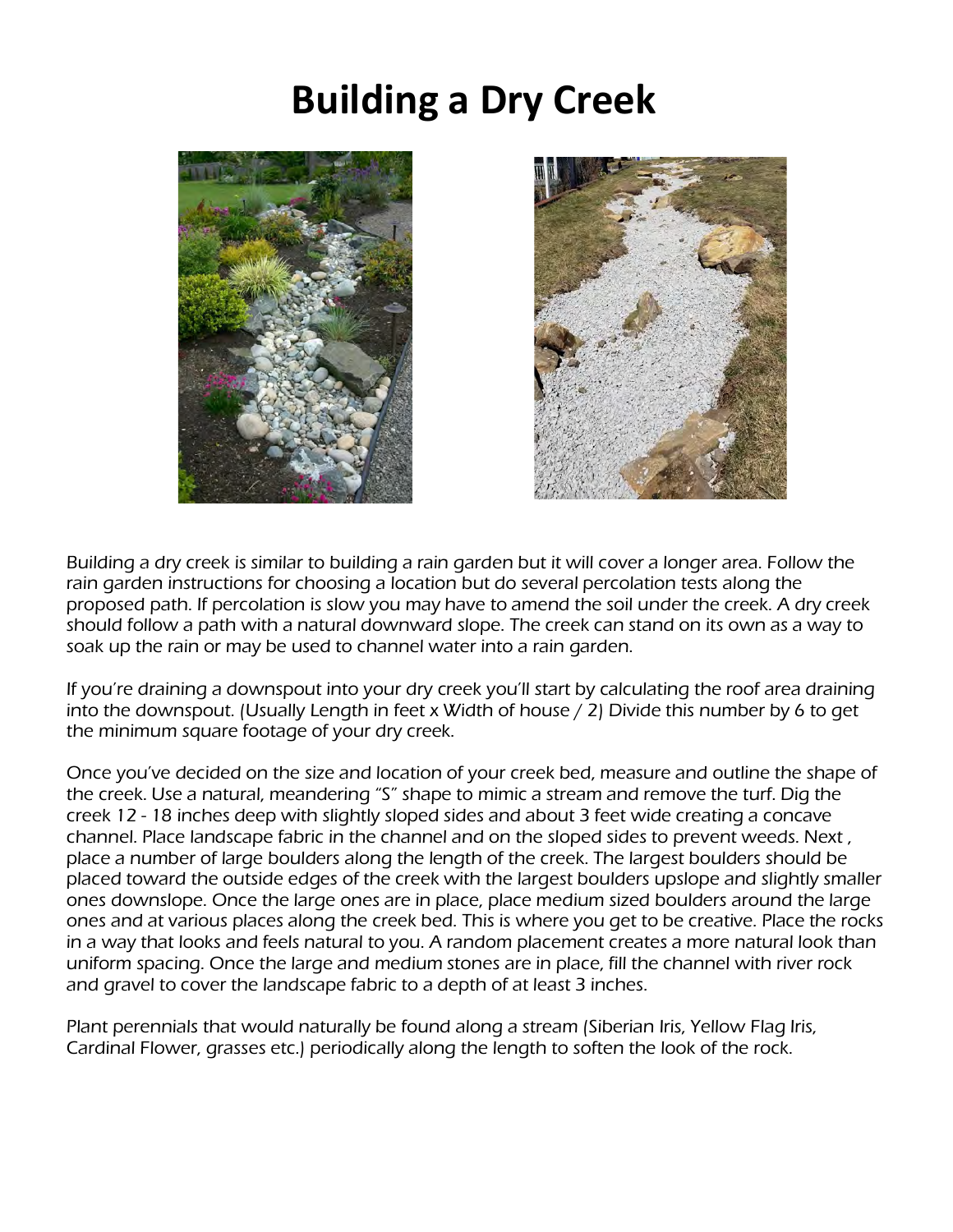# Building a Dry Creek

Building a dry creek is similar to building a rain garden but it will cover a longer area. Follow the rain garden instructions for choosing a location but do several percolation tests along the proposed path. If percolation is slow you may have to amend the soil under the creek. A dry creek should follow a path with a natural downward slope. The creek can stand on its own as a way to soak up the rain or may be used to channel water into a rain garden.

If you're draining a downspout into your dry creek you'll start by calculating the roof area draining into the downspout. (Usually Length in feet x Width of house / 2) Divide this number by 6 to get the minimum square footage of your dry creek.

Once you've decided on the size and location of your creek bed, measure and outline the shape of the creek. Use a natural, meandering "S" shape to mimic a stream and remove the turf. Dig the creek 12 - 18 inches deep with slightly sloped sides and about 3 feet wide creating a concave channel. Place landscape fabric in the channel and on the sloped sides to prevent weeds. Next , place a number of large boulders along the length of the creek. The largest boulders should be placed toward the outside edges of the creek with the largest boulders upslope and slightly smaller ones downslope. Once the large ones are in place, place medium sized boulders around the large ones and at various places along the creek bed. This is where you get to be creative. Place the rocks in a way that looks and feels natural to you. A random placement creates a more natural look than uniform spacing. Once the large and medium stones are in place, fill the channel with river rock and gravel to cover the landscape fabric to a depth of at least 3 inches.

Plant perennials that would naturally be found along a stream (Siberian Iris, Yellow Flag Iris, Cardinal Flower, grasses etc.) periodically along the length to soften the look of the rock.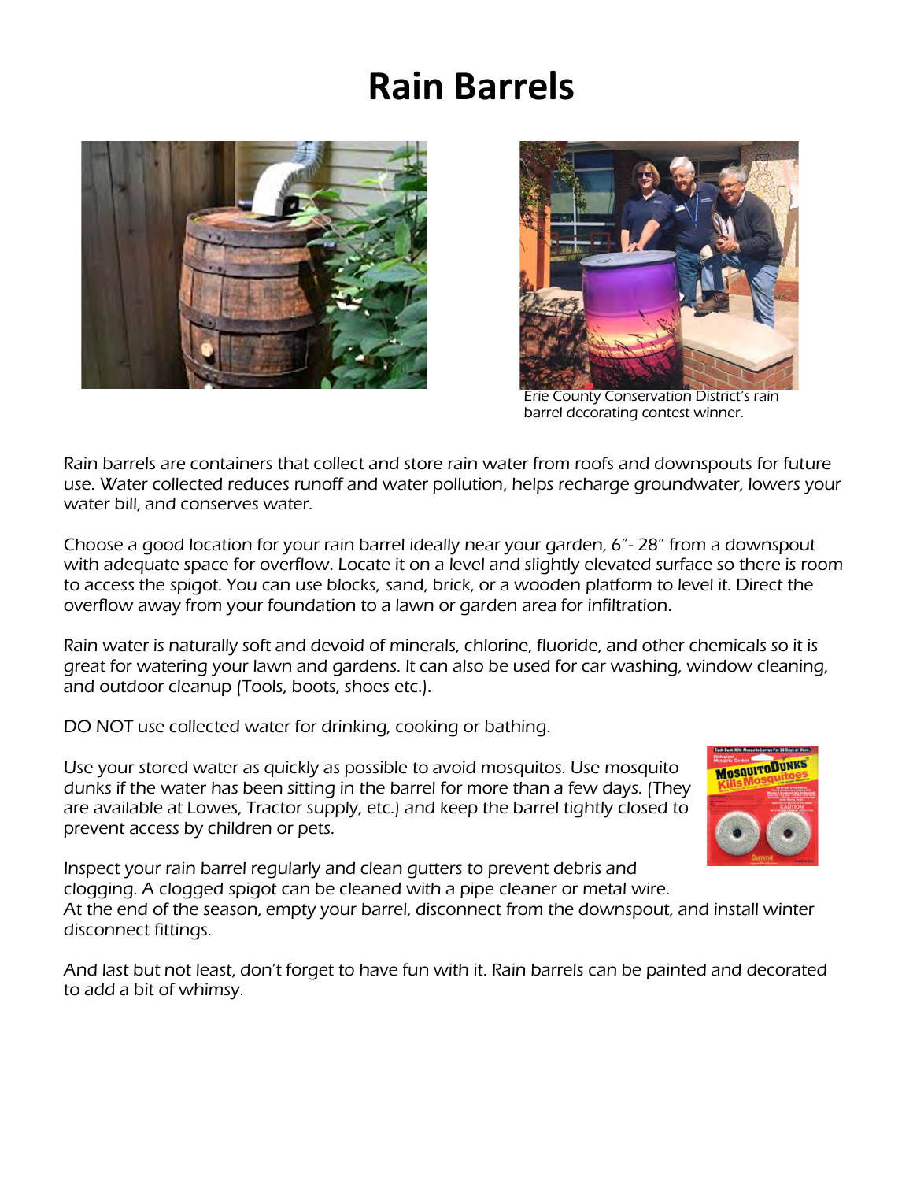# Rain Barrels

Erie County Conservation District's rain barrel decorating contest winner.

Rain barrels are containers that collect and store rain water from roofs and downspouts for future use. Water collected reduces runoff and water pollution, helps recharge groundwater, lowers your water bill, and conserves water.

Choose a good location for your rain barrel ideally near your garden, 6"- 28" from a downspout with adequate space for overflow. Locate it on a level and slightly elevated surface so there is room to access the spigot. You can use blocks, sand, brick, or a wooden platform to level it. Direct the overflow away from your foundation to a lawn or garden area for infiltration.

Rain water is naturally soft and devoid of minerals, chlorine, fluoride, and other chemicals so it is great for watering your lawn and gardens. It can also be used for car washing, window cleaning, and outdoor cleanup (Tools, boots, shoes etc.).

DO NOT use collected water for drinking, cooking or bathing.

Use your stored water as quickly as possible to avoid mosquitos. Use mosquito dunks if the water has been sitting in the barrel for more than a few days. (They are available at Lowes, Tractor supply, etc.) and keep the barrel tightly closed to prevent access by children or pets.

Inspect your rain barrel regularly and clean gutters to prevent debris and clogging. A clogged spigot can be cleaned with a pipe cleaner or metal wire.
At the end of the season, empty your barrel, disconnect from the downspout, and install winter disconnect fittings.

And last but not least, don't forget to have fun with it. Rain barrels can be painted and decorated to add a bit of whimsy.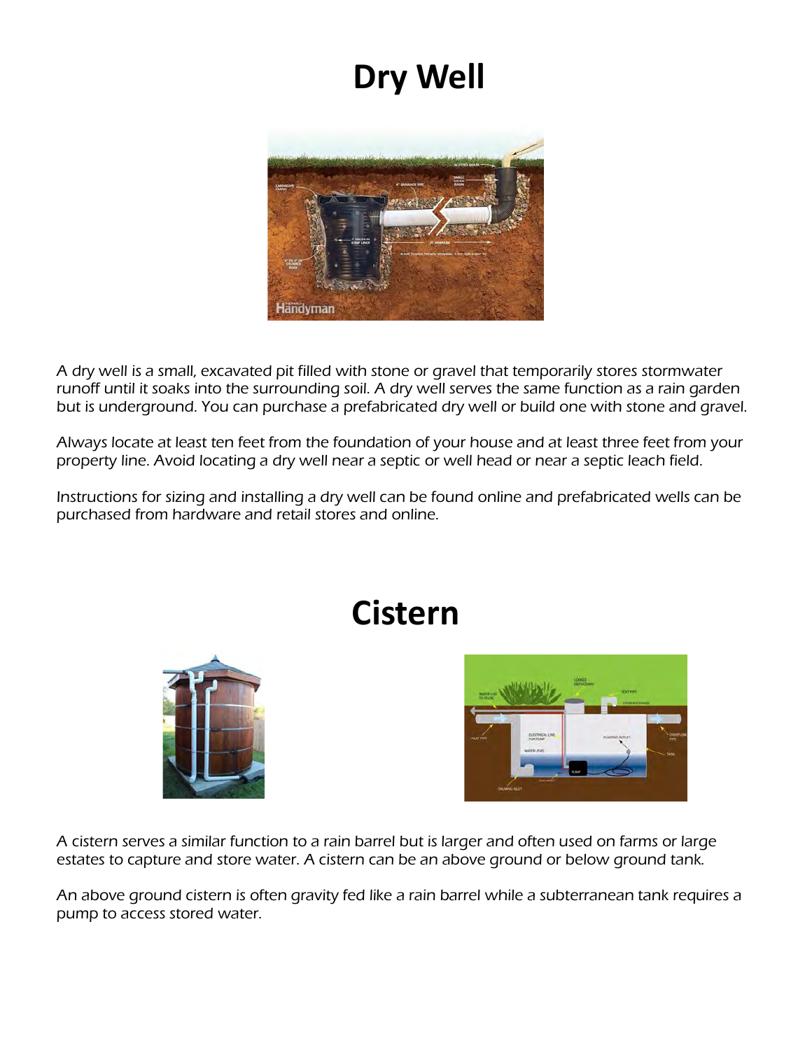# Dry Well

A dry well is a small, excavated pit filled with stone or gravel that temporarily stores stormwater runoff until it soaks into the surrounding soil. A dry well serves the same function as a rain garden but is underground. You can purchase a prefabricated dry well or build one with stone and gravel.

Always locate at least ten feet from the foundation of your house and at least three feet from your property line. Avoid locating a dry well near a septic or well head or near a septic leach field.

Instructions for sizing and installing a dry well can be found online and prefabricated wells can be purchased from hardware and retail stores and online.

# Cistern

A cistern serves a similar function to a rain barrel but is larger and often used on farms or large estates to capture and store water. A cistern can be an above ground or below ground tank.

An above ground cistern is often gravity fed like a rain barrel while a subterranean tank requires a pump to access stored water.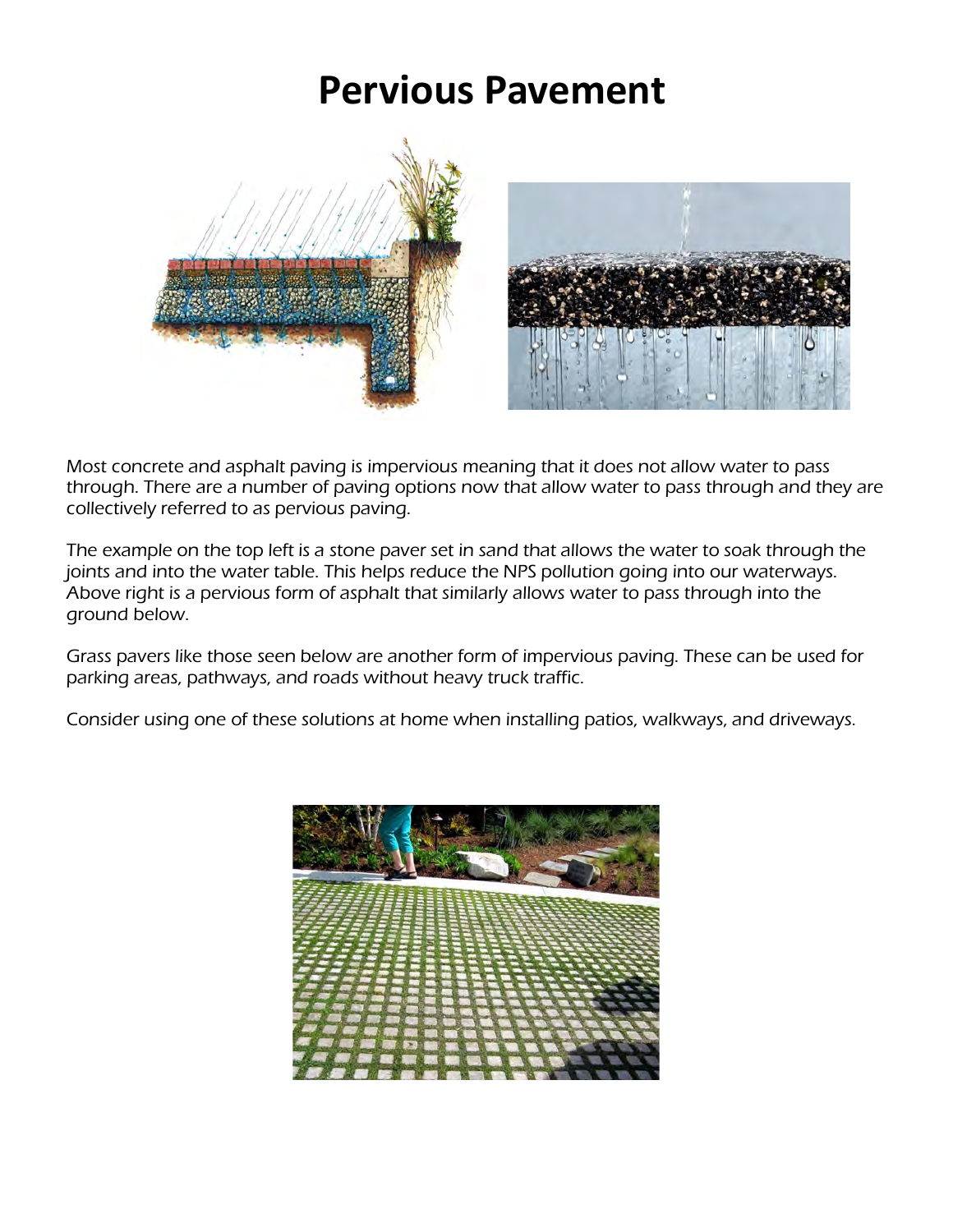# Pervious Pavement

*Most concrete and asphalt paving is impervious meaning that it does not allow water to pass through. There are a number of paving options now that allow water to pass through and they are collectively referred to as pervious paving.*

*The example on the top left is a stone paver set in sand that allows the water to soak through the joints and into the water table. This helps reduce the NPS pollution going into our waterways. Above right is a pervious form of asphalt that similarly allows water to pass through into the ground below.*

*Grass pavers like those seen below are another form of impervious paving. These can be used for parking areas, pathways, and roads without heavy truck traffic.*

*Consider using one of these solutions at home when installing patios, walkways, and driveways.*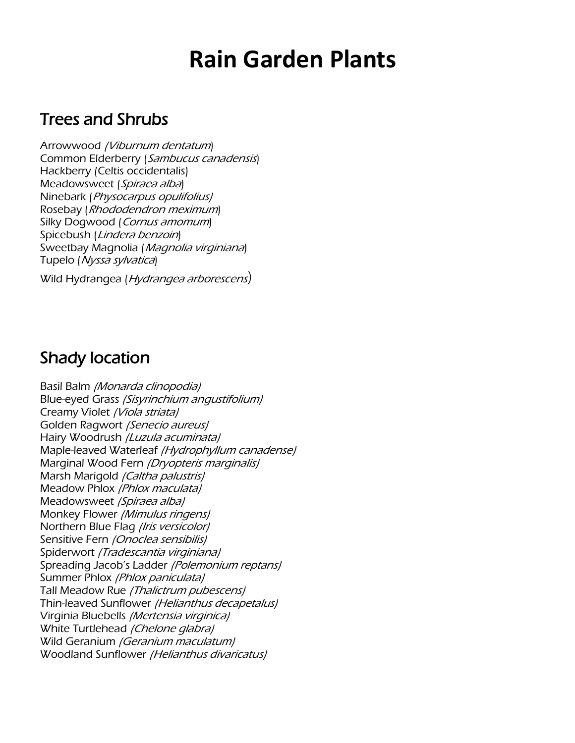# Rain Garden Plants

## Trees and Shrubs

Arrowwood *(Viburnum dentatum*)
Common Elderberry (*Sambucus canadensis*)
Hackberry (Celtis occidentalis)
Meadowsweet (*Spiraea alba*)
Ninebark (*Physocarpus opulifolius)*
Rosebay (*Rhododendron meximum*)
Silky Dogwood (*Cornus amomum*)
Spicebush (*Lindera benzoin*)
Sweetbay Magnolia (*Magnolia virginiana*)
Tupelo (*Nyssa sylvatica*)
Wild Hydrangea (*Hydrangea arborescens*)

## Shady location

Basil Balm *(Monarda clinopodia)*
Blue-eyed Grass *(Sisyrinchium angustifolium)*
Creamy Violet *(Viola striata)*
Golden Ragwort *(Senecio aureus)*
Hairy Woodrush *(Luzula acuminata)*
Maple-leaved Waterleaf *(Hydrophyllum canadense)*
Marginal Wood Fern *(Dryopteris marginalis)*
Marsh Marigold *(Caltha palustris)*
Meadow Phlox *(Phlox maculata)*
Meadowsweet *(Spiraea alba)*
Monkey Flower *(Mimulus ringens)*
Northern Blue Flag *(Iris versicolor)*
Sensitive Fern *(Onoclea sensibilis)*
Spiderwort *(Tradescantia virginiana)*
Spreading Jacob's Ladder *(Polemonium reptans)*
Summer Phlox *(Phlox paniculata)*
Tall Meadow Rue *(Thalictrum pubescens)*
Thin-leaved Sunflower *(Helianthus decapetalus)*
Virginia Bluebells *(Mertensia virginica)*
White Turtlehead *(Chelone glabra)*
Wild Geranium *(Geranium maculatum)*
Woodland Sunflower *(Helianthus divaricatus)*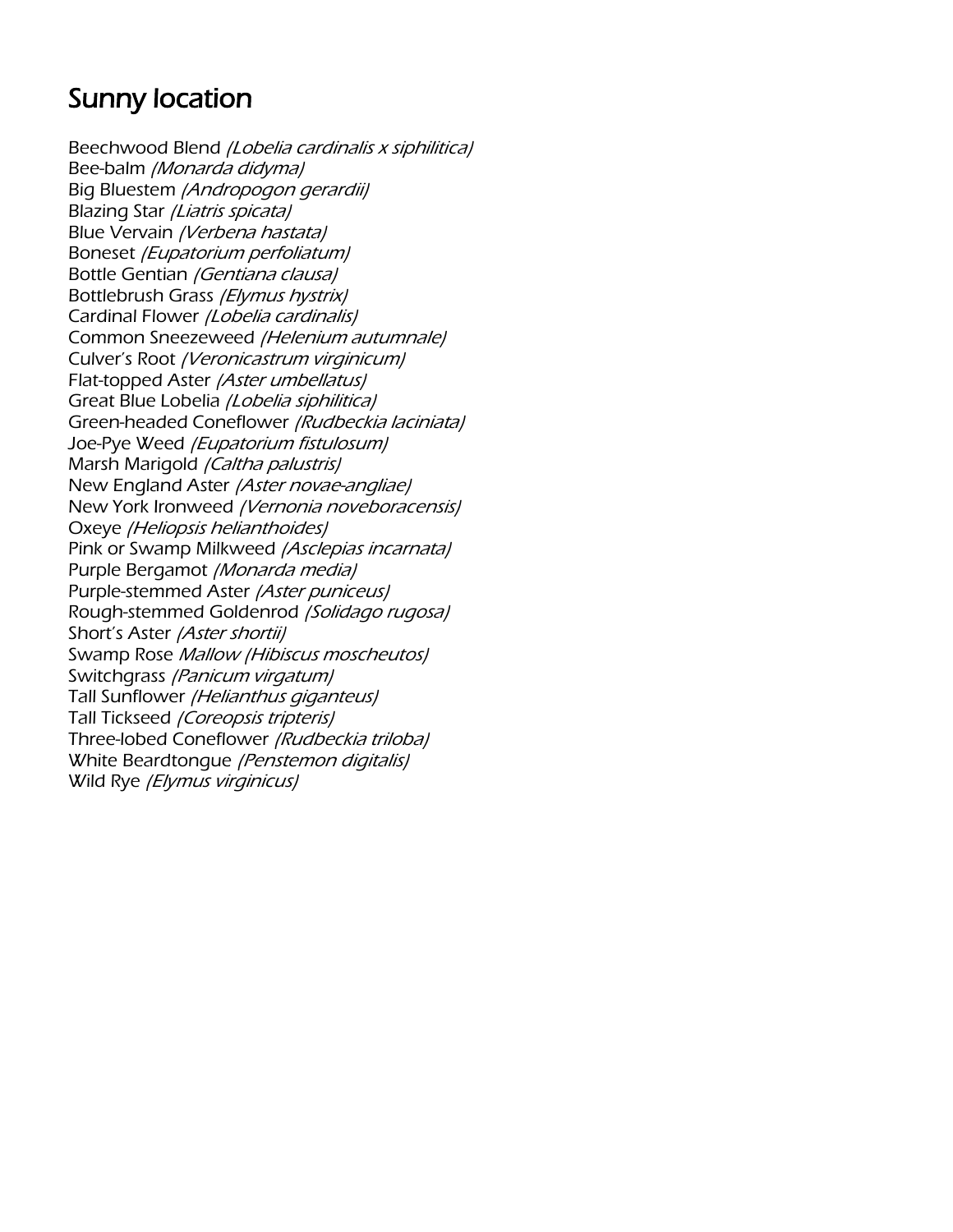## Sunny location

Beechwood Blend *(Lobelia cardinalis x siphilitica)*
Bee-balm *(Monarda didyma)*
Big Bluestem *(Andropogon gerardii)*
Blazing Star *(Liatris spicata)*
Blue Vervain *(Verbena hastata)*
Boneset *(Eupatorium perfoliatum)*
Bottle Gentian *(Gentiana clausa)*
Bottlebrush Grass *(Elymus hystrix)*
Cardinal Flower *(Lobelia cardinalis)*
Common Sneezeweed *(Helenium autumnale)*
Culver's Root *(Veronicastrum virginicum)*
Flat-topped Aster *(Aster umbellatus)*
Great Blue Lobelia *(Lobelia siphilitica)*
Green-headed Coneflower *(Rudbeckia laciniata)*
Joe-Pye Weed *(Eupatorium fistulosum)*
Marsh Marigold *(Caltha palustris)*
New England Aster *(Aster novae-angliae)*
New York Ironweed *(Vernonia noveboracensis)*
Oxeye *(Heliopsis helianthoides)*
Pink or Swamp Milkweed *(Asclepias incarnata)*
Purple Bergamot *(Monarda media)*
Purple-stemmed Aster *(Aster puniceus)*
Rough-stemmed Goldenrod *(Solidago rugosa)*
Short's Aster *(Aster shortii)*
Swamp Rose *Mallow (Hibiscus moscheutos)*
Switchgrass *(Panicum virgatum)*
Tall Sunflower *(Helianthus giganteus)*
Tall Tickseed *(Coreopsis tripteris)*
Three-lobed Coneflower *(Rudbeckia triloba)*
White Beardtongue *(Penstemon digitalis)*
Wild Rye *(Elymus virginicus)*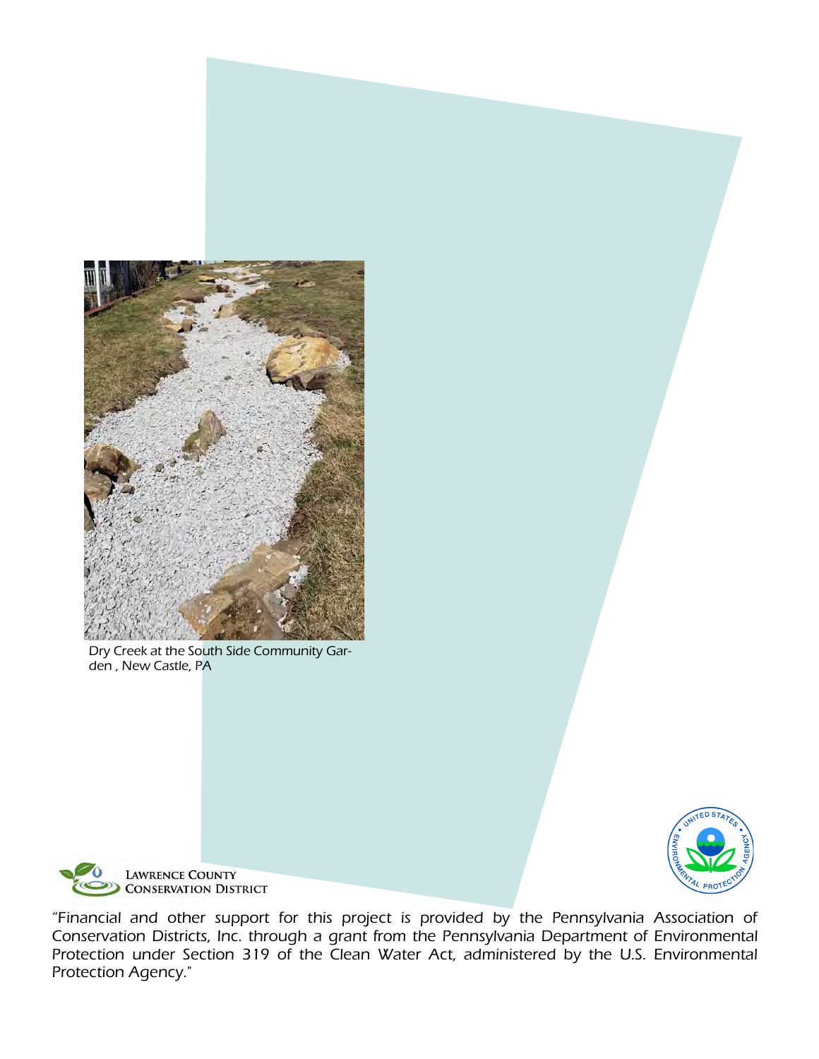Dry Creek at the South Side Community Garden , New Castle, PA

Lawrence County Conservation District

"Financial and other support for this project is provided by the Pennsylvania Association of Conservation Districts, Inc. through a grant from the Pennsylvania Department of Environmental Protection under Section 319 of the Clean Water Act, administered by the U.S. Environmental Protection Agency."